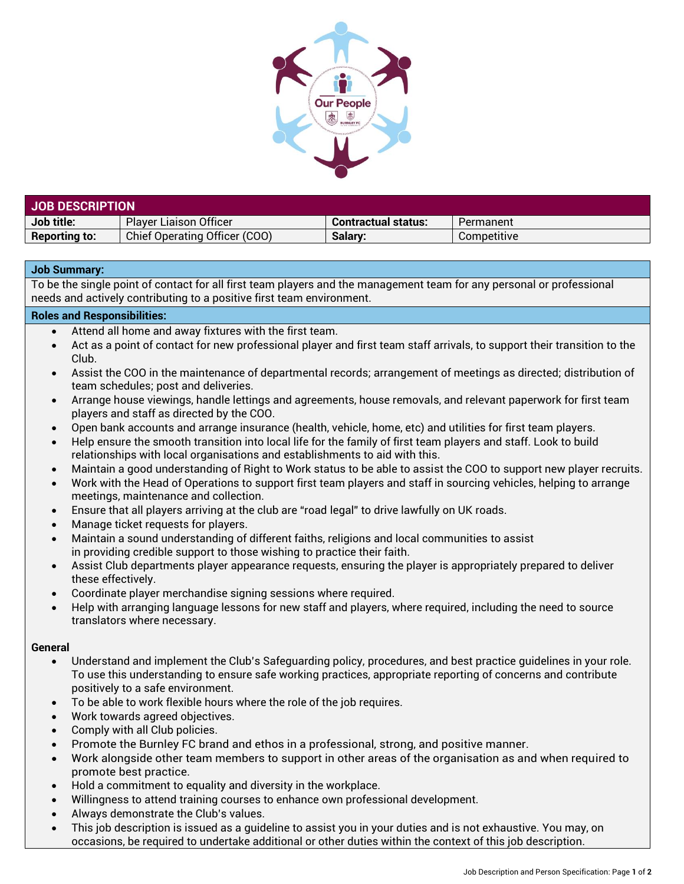## JOB DESCRIPTION

| Job title: | Player Liaison Officer | Contractual status: | Permanent |
|---|---|---|---|
| Reporting to: | Chief Operating Officer (COO) | Salary: | Competitive |

**Job Summary:**

To be the single point of contact for all first team players and the management team for any personal or professional needs and actively contributing to a positive first team environment.

**Roles and Responsibilities:**

- Attend all home and away fixtures with the first team.
- Act as a point of contact for new professional player and first team staff arrivals, to support their transition to the Club.
- Assist the COO in the maintenance of departmental records; arrangement of meetings as directed; distribution of team schedules; post and deliveries.
- Arrange house viewings, handle lettings and agreements, house removals, and relevant paperwork for first team players and staff as directed by the COO.
- Open bank accounts and arrange insurance (health, vehicle, home, etc) and utilities for first team players.
- Help ensure the smooth transition into local life for the family of first team players and staff. Look to build relationships with local organisations and establishments to aid with this.
- Maintain a good understanding of Right to Work status to be able to assist the COO to support new player recruits.
- Work with the Head of Operations to support first team players and staff in sourcing vehicles, helping to arrange meetings, maintenance and collection.
- Ensure that all players arriving at the club are "road legal" to drive lawfully on UK roads.
- Manage ticket requests for players.
- Maintain a sound understanding of different faiths, religions and local communities to assist in providing credible support to those wishing to practice their faith.
- Assist Club departments player appearance requests, ensuring the player is appropriately prepared to deliver these effectively.
- Coordinate player merchandise signing sessions where required.
- Help with arranging language lessons for new staff and players, where required, including the need to source translators where necessary.

**General**

- Understand and implement the Club's Safeguarding policy, procedures, and best practice guidelines in your role. To use this understanding to ensure safe working practices, appropriate reporting of concerns and contribute positively to a safe environment.
- To be able to work flexible hours where the role of the job requires.
- Work towards agreed objectives.
- Comply with all Club policies.
- Promote the Burnley FC brand and ethos in a professional, strong, and positive manner.
- Work alongside other team members to support in other areas of the organisation as and when required to promote best practice.
- Hold a commitment to equality and diversity in the workplace.
- Willingness to attend training courses to enhance own professional development.
- Always demonstrate the Club's values.
- This job description is issued as a guideline to assist you in your duties and is not exhaustive. You may, on occasions, be required to undertake additional or other duties within the context of this job description.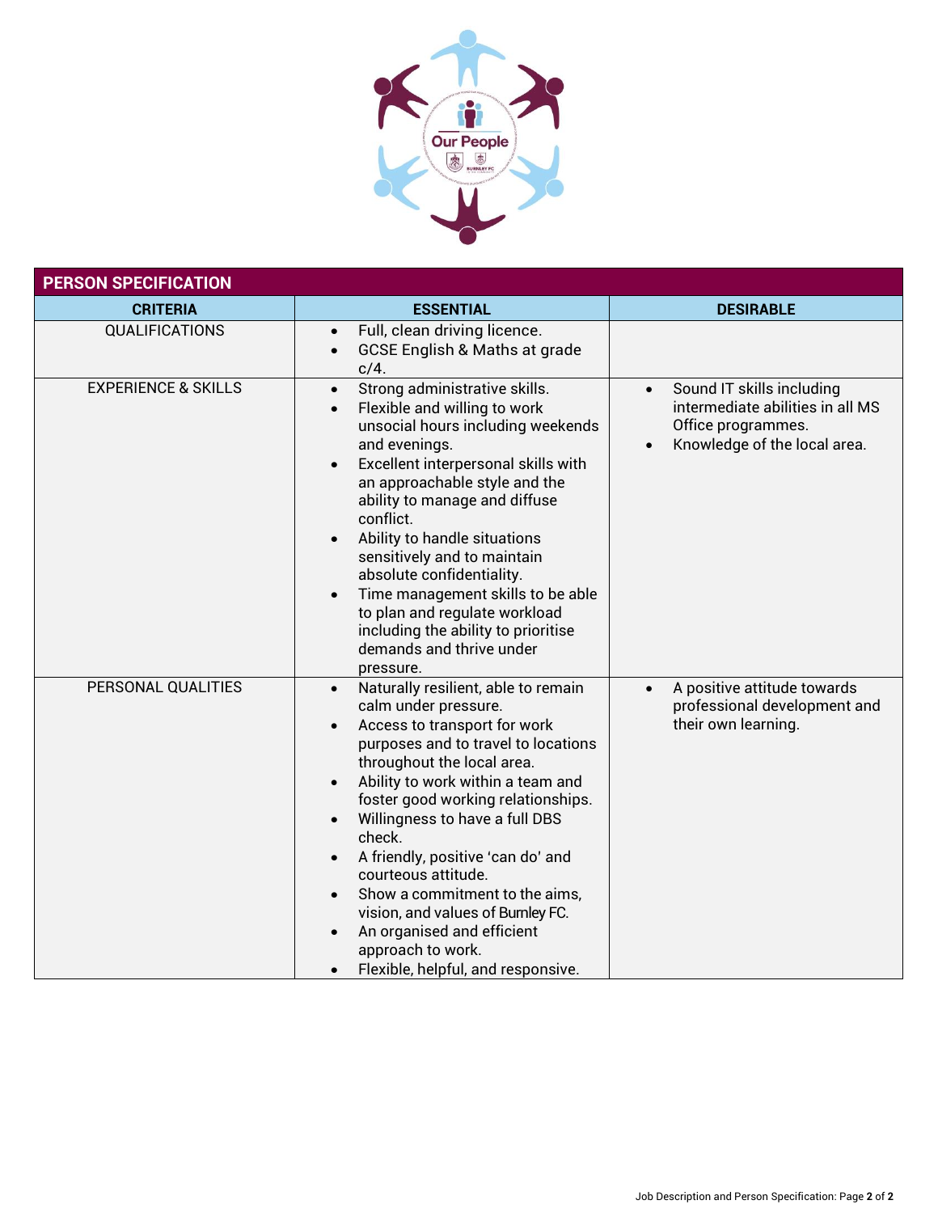| PERSON SPECIFICATION | | |
|---|---|---|
| **CRITERIA** | **ESSENTIAL** | **DESIRABLE** |
| QUALIFICATIONS | • Full, clean driving licence.<br>• GCSE English & Maths at grade c/4. | |
| EXPERIENCE & SKILLS | • Strong administrative skills.<br>• Flexible and willing to work unsocial hours including weekends and evenings.<br>• Excellent interpersonal skills with an approachable style and the ability to manage and diffuse conflict.<br>• Ability to handle situations sensitively and to maintain absolute confidentiality.<br>• Time management skills to be able to plan and regulate workload including the ability to prioritise demands and thrive under pressure. | • Sound IT skills including intermediate abilities in all MS Office programmes.<br>• Knowledge of the local area. |
| PERSONAL QUALITIES | • Naturally resilient, able to remain calm under pressure.<br>• Access to transport for work purposes and to travel to locations throughout the local area.<br>• Ability to work within a team and foster good working relationships.<br>• Willingness to have a full DBS check.<br>• A friendly, positive 'can do' and courteous attitude.<br>• Show a commitment to the aims, vision, and values of Burnley FC.<br>• An organised and efficient approach to work.<br>• Flexible, helpful, and responsive. | • A positive attitude towards professional development and their own learning. |